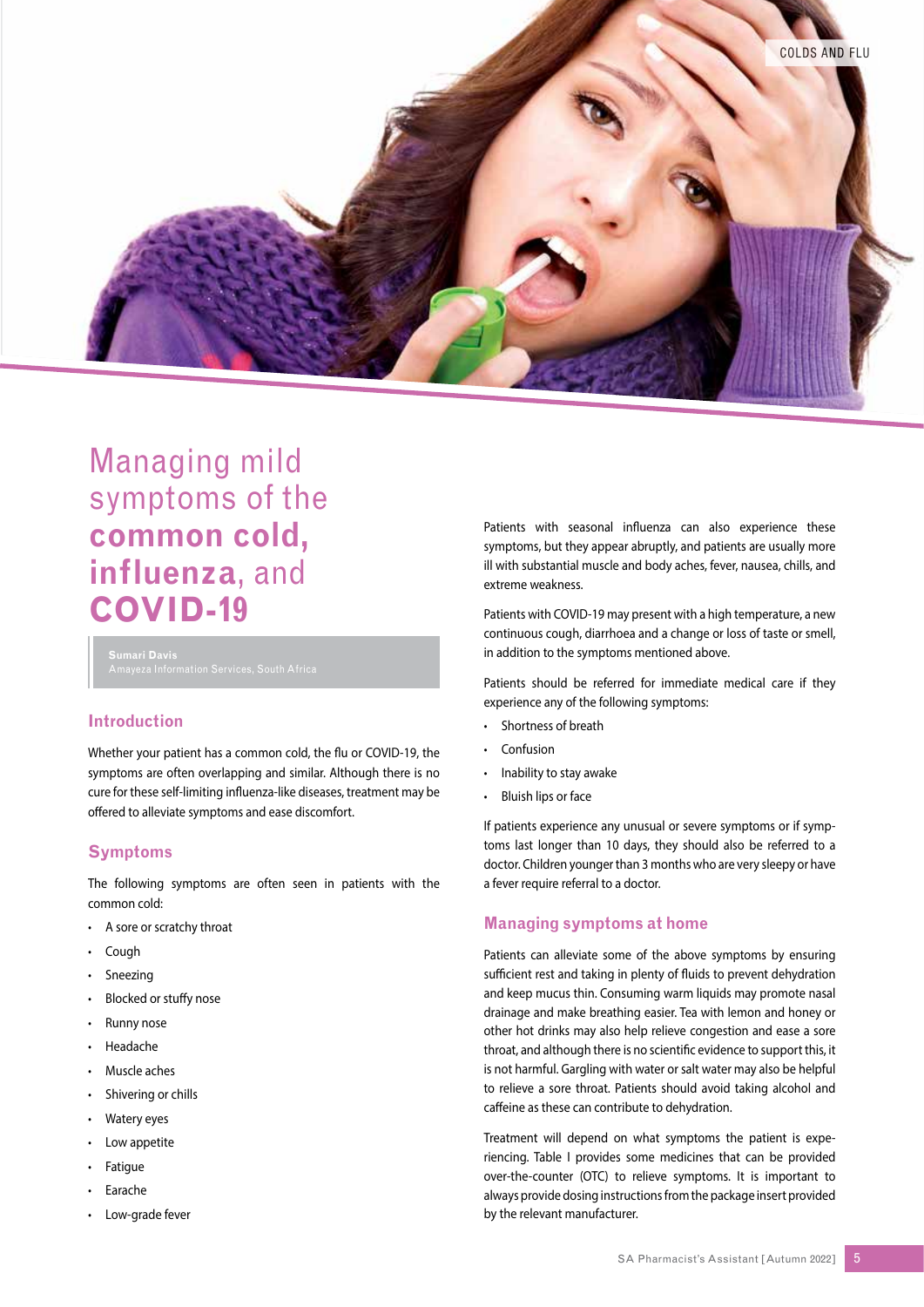# Managing mild symptoms of the **common cold, influenza**, and **COVID-19**

**Sumari Davis**
Amayeza Information Services, South Africa

## Introduction

Whether your patient has a common cold, the flu or COVID-19, the symptoms are often overlapping and similar. Although there is no cure for these self-limiting influenza-like diseases, treatment may be offered to alleviate symptoms and ease discomfort.

## Symptoms

The following symptoms are often seen in patients with the common cold:

- A sore or scratchy throat
- Cough
- Sneezing
- Blocked or stuffy nose
- Runny nose
- Headache
- Muscle aches
- Shivering or chills
- Watery eyes
- Low appetite
- Fatigue
- Earache
- Low-grade fever

Patients with seasonal influenza can also experience these symptoms, but they appear abruptly, and patients are usually more ill with substantial muscle and body aches, fever, nausea, chills, and extreme weakness.

Patients with COVID-19 may present with a high temperature, a new continuous cough, diarrhoea and a change or loss of taste or smell, in addition to the symptoms mentioned above.

Patients should be referred for immediate medical care if they experience any of the following symptoms:

- Shortness of breath
- Confusion
- Inability to stay awake
- Bluish lips or face

If patients experience any unusual or severe symptoms or if symptoms last longer than 10 days, they should also be referred to a doctor. Children younger than 3 months who are very sleepy or have a fever require referral to a doctor.

## Managing symptoms at home

Patients can alleviate some of the above symptoms by ensuring sufficient rest and taking in plenty of fluids to prevent dehydration and keep mucus thin. Consuming warm liquids may promote nasal drainage and make breathing easier. Tea with lemon and honey or other hot drinks may also help relieve congestion and ease a sore throat, and although there is no scientific evidence to support this, it is not harmful. Gargling with water or salt water may also be helpful to relieve a sore throat. Patients should avoid taking alcohol and caffeine as these can contribute to dehydration.

Treatment will depend on what symptoms the patient is experiencing. Table I provides some medicines that can be provided over-the-counter (OTC) to relieve symptoms. It is important to always provide dosing instructions from the package insert provided by the relevant manufacturer.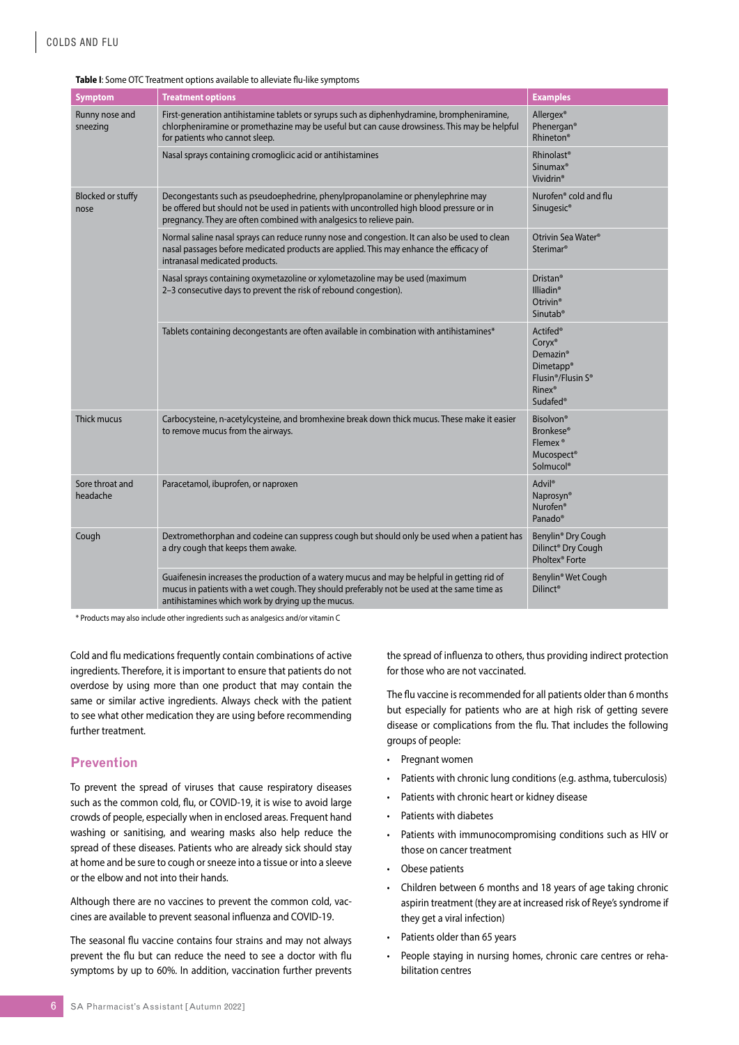**Table I**: Some OTC Treatment options available to alleviate flu-like symptoms

| Symptom | Treatment options | Examples |
|---|---|---|
| Runny nose and sneezing | First-generation antihistamine tablets or syrups such as diphenhydramine, brompheniramine, chlorpheniramine or promethazine may be useful but can cause drowsiness. This may be helpful for patients who cannot sleep. | Allergex® Phenergan® Rhineton® |
| | Nasal sprays containing cromoglicic acid or antihistamines | Rhinolast® Sinumax® Vividrin® |
| Blocked or stuffy nose | Decongestants such as pseudoephedrine, phenylpropanolamine or phenylephrine may be offered but should not be used in patients with uncontrolled high blood pressure or in pregnancy. They are often combined with analgesics to relieve pain. | Nurofen® cold and flu Sinugesic® |
| | Normal saline nasal sprays can reduce runny nose and congestion. It can also be used to clean nasal passages before medicated products are applied. This may enhance the efficacy of intranasal medicated products. | Otrivin Sea Water® Sterimar® |
| | Nasal sprays containing oxymetazoline or xylometazoline may be used (maximum 2–3 consecutive days to prevent the risk of rebound congestion). | Dristan® Illiadin® Otrivin® Sinutab® |
| | Tablets containing decongestants are often available in combination with antihistamines* | Actifed® Coryx® Demazin® Dimetapp® Flusin®/Flusin S® Rinex® Sudafed® |
| Thick mucus | Carbocysteine, n-acetylcysteine, and bromhexine break down thick mucus. These make it easier to remove mucus from the airways. | Bisolvon® Bronkese® Flemex® Mucospect® Solmucol® |
| Sore throat and headache | Paracetamol, ibuprofen, or naproxen | Advil® Naprosyn® Nurofen® Panado® |
| Cough | Dextromethorphan and codeine can suppress cough but should only be used when a patient has a dry cough that keeps them awake. | Benylin® Dry Cough Dilinct® Dry Cough Pholtex® Forte |
| | Guaifenesin increases the production of a watery mucus and may be helpful in getting rid of mucus in patients with a wet cough. They should preferably not be used at the same time as antihistamines which work by drying up the mucus. | Benylin® Wet Cough Dilinct® |

* Products may also include other ingredients such as analgesics and/or vitamin C

Cold and flu medications frequently contain combinations of active ingredients. Therefore, it is important to ensure that patients do not overdose by using more than one product that may contain the same or similar active ingredients. Always check with the patient to see what other medication they are using before recommending further treatment.

## Prevention

To prevent the spread of viruses that cause respiratory diseases such as the common cold, flu, or COVID-19, it is wise to avoid large crowds of people, especially when in enclosed areas. Frequent hand washing or sanitising, and wearing masks also help reduce the spread of these diseases. Patients who are already sick should stay at home and be sure to cough or sneeze into a tissue or into a sleeve or the elbow and not into their hands.

Although there are no vaccines to prevent the common cold, vaccines are available to prevent seasonal influenza and COVID-19.

The seasonal flu vaccine contains four strains and may not always prevent the flu but can reduce the need to see a doctor with flu symptoms by up to 60%. In addition, vaccination further prevents the spread of influenza to others, thus providing indirect protection for those who are not vaccinated.

The flu vaccine is recommended for all patients older than 6 months but especially for patients who are at high risk of getting severe disease or complications from the flu. That includes the following groups of people:

- Pregnant women
- Patients with chronic lung conditions (e.g. asthma, tuberculosis)
- Patients with chronic heart or kidney disease
- Patients with diabetes
- Patients with immunocompromising conditions such as HIV or those on cancer treatment
- Obese patients
- Children between 6 months and 18 years of age taking chronic aspirin treatment (they are at increased risk of Reye's syndrome if they get a viral infection)
- Patients older than 65 years
- People staying in nursing homes, chronic care centres or rehabilitation centres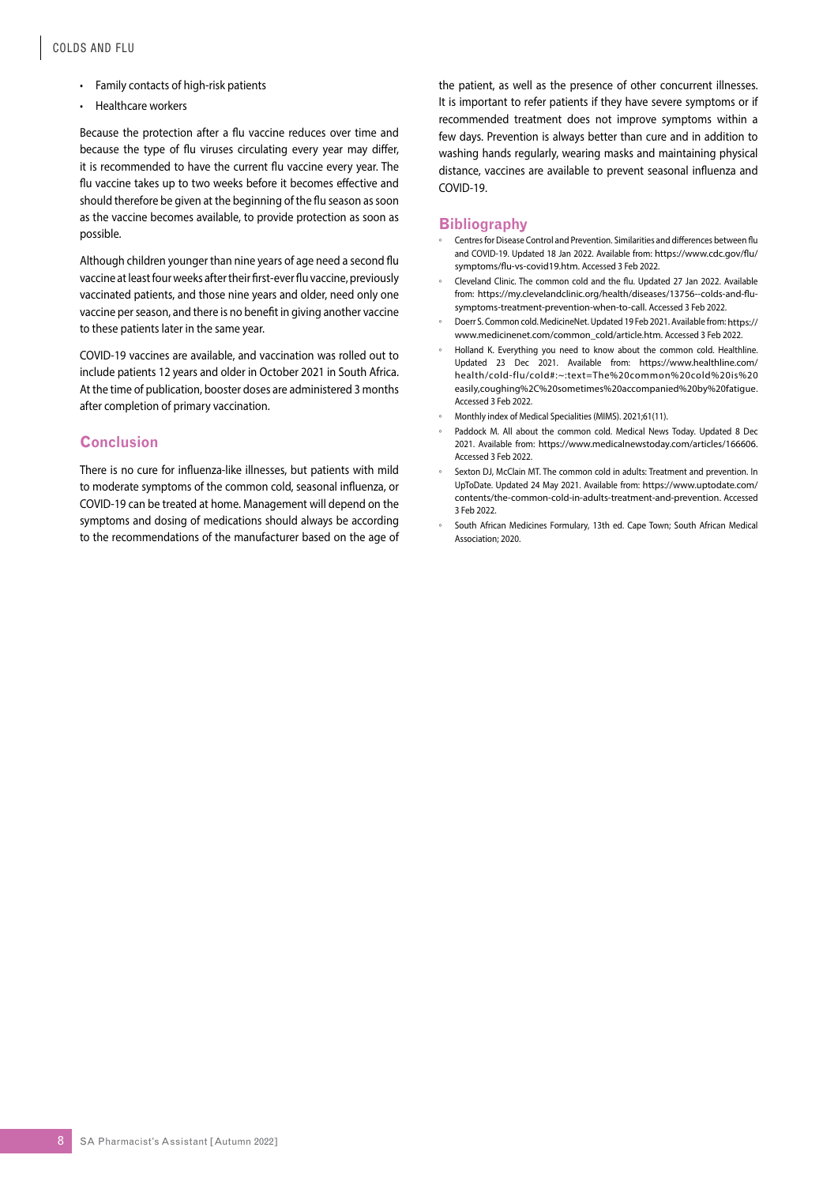- Family contacts of high-risk patients
- Healthcare workers

Because the protection after a flu vaccine reduces over time and because the type of flu viruses circulating every year may differ, it is recommended to have the current flu vaccine every year. The flu vaccine takes up to two weeks before it becomes effective and should therefore be given at the beginning of the flu season as soon as the vaccine becomes available, to provide protection as soon as possible.

Although children younger than nine years of age need a second flu vaccine at least four weeks after their first-ever flu vaccine, previously vaccinated patients, and those nine years and older, need only one vaccine per season, and there is no benefit in giving another vaccine to these patients later in the same year.

COVID-19 vaccines are available, and vaccination was rolled out to include patients 12 years and older in October 2021 in South Africa. At the time of publication, booster doses are administered 3 months after completion of primary vaccination.

## Conclusion

There is no cure for influenza-like illnesses, but patients with mild to moderate symptoms of the common cold, seasonal influenza, or COVID-19 can be treated at home. Management will depend on the symptoms and dosing of medications should always be according to the recommendations of the manufacturer based on the age of the patient, as well as the presence of other concurrent illnesses. It is important to refer patients if they have severe symptoms or if recommended treatment does not improve symptoms within a few days. Prevention is always better than cure and in addition to washing hands regularly, wearing masks and maintaining physical distance, vaccines are available to prevent seasonal influenza and COVID-19.

## Bibliography

- Centres for Disease Control and Prevention. Similarities and differences between flu and COVID-19. Updated 18 Jan 2022. Available from: https://www.cdc.gov/flu/symptoms/flu-vs-covid19.htm. Accessed 3 Feb 2022.
- Cleveland Clinic. The common cold and the flu. Updated 27 Jan 2022. Available from: https://my.clevelandclinic.org/health/diseases/13756--colds-and-flu-symptoms-treatment-prevention-when-to-call. Accessed 3 Feb 2022.
- Doerr S. Common cold. MedicineNet. Updated 19 Feb 2021. Available from: https://www.medicinenet.com/common_cold/article.htm. Accessed 3 Feb 2022.
- Holland K. Everything you need to know about the common cold. Healthline. Updated 23 Dec 2021. Available from: https://www.healthline.com/health/cold-flu/cold#:~:text=The%20common%20cold%20is%20easily,coughing%2C%20sometimes%20accompanied%20by%20fatigue. Accessed 3 Feb 2022.
- Monthly index of Medical Specialities (MIMS). 2021;61(11).
- Paddock M. All about the common cold. Medical News Today. Updated 8 Dec 2021. Available from: https://www.medicalnewstoday.com/articles/166606. Accessed 3 Feb 2022.
- Sexton DJ, McClain MT. The common cold in adults: Treatment and prevention. In UpToDate. Updated 24 May 2021. Available from: https://www.uptodate.com/contents/the-common-cold-in-adults-treatment-and-prevention. Accessed 3 Feb 2022.
- South African Medicines Formulary, 13th ed. Cape Town; South African Medical Association; 2020.